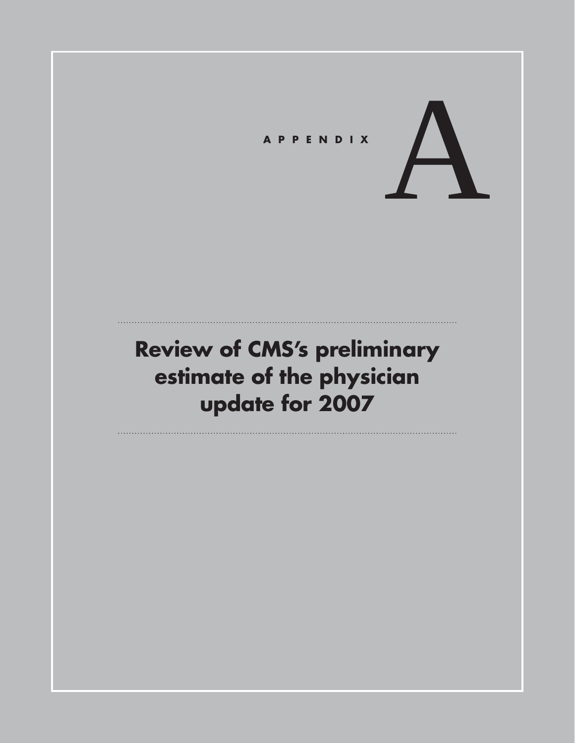# APPENDIX A

## Review of CMS's preliminary estimate of the physician update for 2007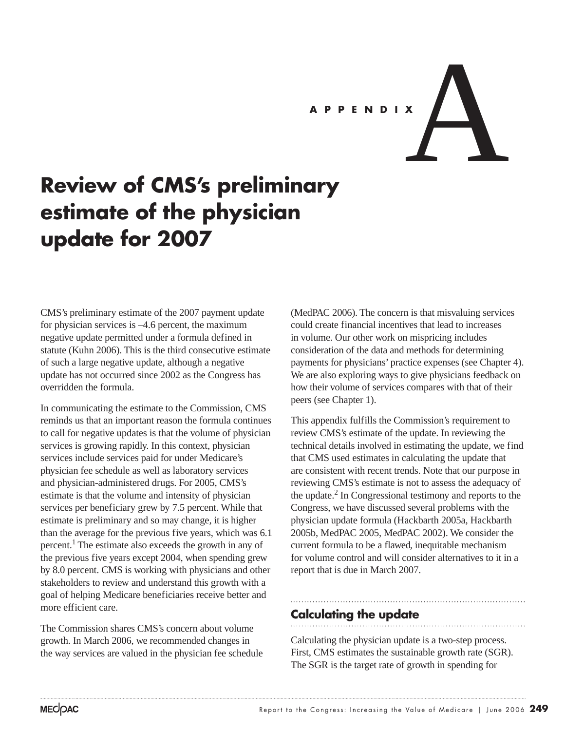# APPENDIX A

# Review of CMS's preliminary estimate of the physician update for 2007

CMS's preliminary estimate of the 2007 payment update for physician services is –4.6 percent, the maximum negative update permitted under a formula defined in statute (Kuhn 2006). This is the third consecutive estimate of such a large negative update, although a negative update has not occurred since 2002 as the Congress has overridden the formula.

In communicating the estimate to the Commission, CMS reminds us that an important reason the formula continues to call for negative updates is that the volume of physician services is growing rapidly. In this context, physician services include services paid for under Medicare's physician fee schedule as well as laboratory services and physician-administered drugs. For 2005, CMS's estimate is that the volume and intensity of physician services per beneficiary grew by 7.5 percent. While that estimate is preliminary and so may change, it is higher than the average for the previous five years, which was 6.1 percent.[1] The estimate also exceeds the growth in any of the previous five years except 2004, when spending grew by 8.0 percent. CMS is working with physicians and other stakeholders to review and understand this growth with a goal of helping Medicare beneficiaries receive better and more efficient care.

The Commission shares CMS's concern about volume growth. In March 2006, we recommended changes in the way services are valued in the physician fee schedule (MedPAC 2006). The concern is that misvaluing services could create financial incentives that lead to increases in volume. Our other work on mispricing includes consideration of the data and methods for determining payments for physicians' practice expenses (see Chapter 4). We are also exploring ways to give physicians feedback on how their volume of services compares with that of their peers (see Chapter 1).

This appendix fulfills the Commission's requirement to review CMS's estimate of the update. In reviewing the technical details involved in estimating the update, we find that CMS used estimates in calculating the update that are consistent with recent trends. Note that our purpose in reviewing CMS's estimate is not to assess the adequacy of the update.[2] In Congressional testimony and reports to the Congress, we have discussed several problems with the physician update formula (Hackbarth 2005a, Hackbarth 2005b, MedPAC 2005, MedPAC 2002). We consider the current formula to be a flawed, inequitable mechanism for volume control and will consider alternatives to it in a report that is due in March 2007.

## Calculating the update

Calculating the physician update is a two-step process. First, CMS estimates the sustainable growth rate (SGR). The SGR is the target rate of growth in spending for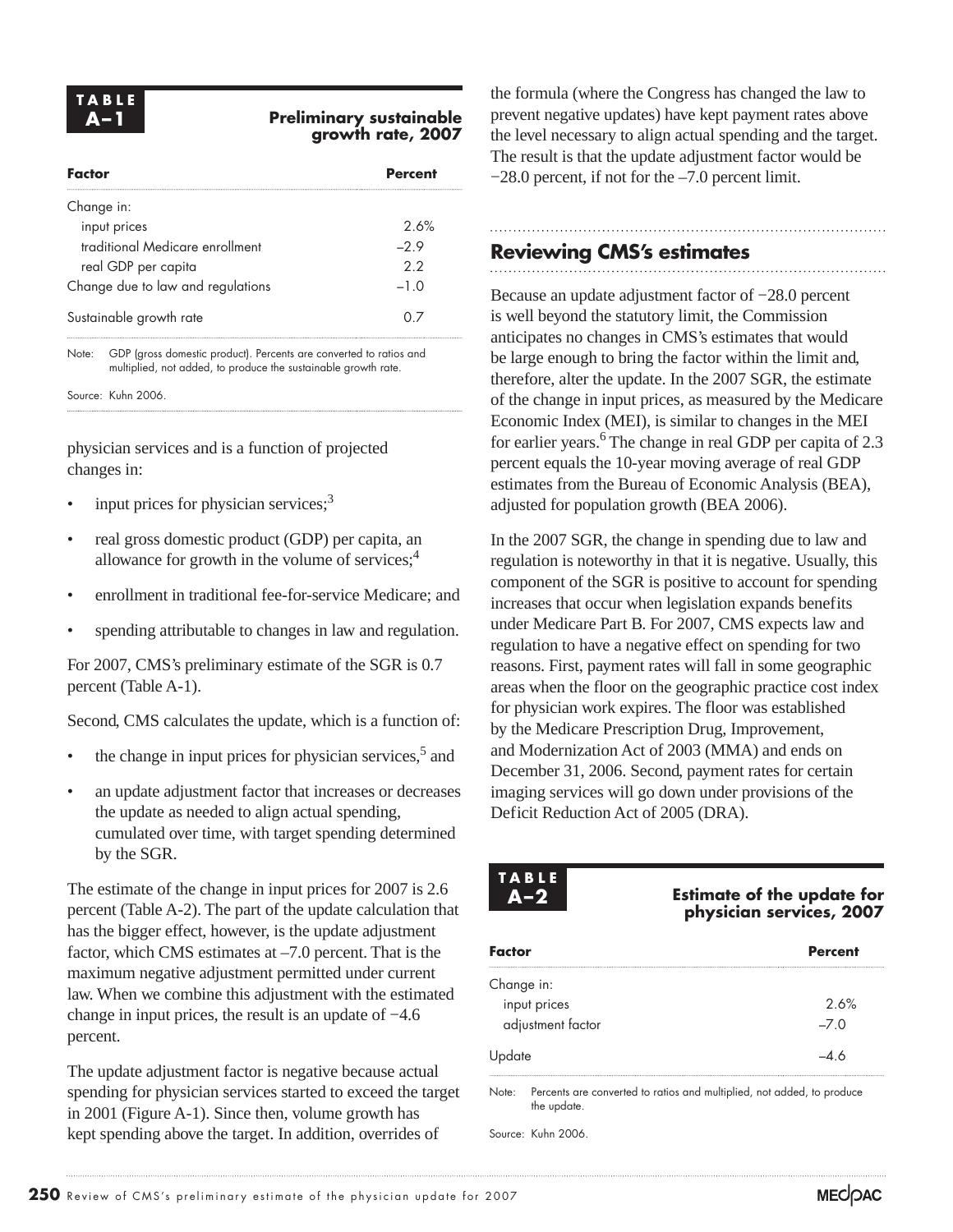**TABLE A–1 Preliminary sustainable growth rate, 2007**

| Factor | Percent |
|---|---|
| Change in: | |
| input prices | 2.6% |
| traditional Medicare enrollment | –2.9 |
| real GDP per capita | 2.2 |
| Change due to law and regulations | –1.0 |
| Sustainable growth rate | 0.7 |

Note: GDP (gross domestic product). Percents are converted to ratios and multiplied, not added, to produce the sustainable growth rate.

Source: Kuhn 2006.

physician services and is a function of projected changes in:

- input prices for physician services;[3]
- real gross domestic product (GDP) per capita, an allowance for growth in the volume of services;[4]
- enrollment in traditional fee-for-service Medicare; and
- spending attributable to changes in law and regulation.

For 2007, CMS's preliminary estimate of the SGR is 0.7 percent (Table A-1).

Second, CMS calculates the update, which is a function of:

- the change in input prices for physician services,[5] and
- an update adjustment factor that increases or decreases the update as needed to align actual spending, cumulated over time, with target spending determined by the SGR.

The estimate of the change in input prices for 2007 is 2.6 percent (Table A-2). The part of the update calculation that has the bigger effect, however, is the update adjustment factor, which CMS estimates at –7.0 percent. That is the maximum negative adjustment permitted under current law. When we combine this adjustment with the estimated change in input prices, the result is an update of −4.6 percent.

The update adjustment factor is negative because actual spending for physician services started to exceed the target in 2001 (Figure A-1). Since then, volume growth has kept spending above the target. In addition, overrides of the formula (where the Congress has changed the law to prevent negative updates) have kept payment rates above the level necessary to align actual spending and the target. The result is that the update adjustment factor would be −28.0 percent, if not for the –7.0 percent limit.

## Reviewing CMS's estimates

Because an update adjustment factor of −28.0 percent is well beyond the statutory limit, the Commission anticipates no changes in CMS's estimates that would be large enough to bring the factor within the limit and, therefore, alter the update. In the 2007 SGR, the estimate of the change in input prices, as measured by the Medicare Economic Index (MEI), is similar to changes in the MEI for earlier years.[6] The change in real GDP per capita of 2.3 percent equals the 10-year moving average of real GDP estimates from the Bureau of Economic Analysis (BEA), adjusted for population growth (BEA 2006).

In the 2007 SGR, the change in spending due to law and regulation is noteworthy in that it is negative. Usually, this component of the SGR is positive to account for spending increases that occur when legislation expands benefits under Medicare Part B. For 2007, CMS expects law and regulation to have a negative effect on spending for two reasons. First, payment rates will fall in some geographic areas when the floor on the geographic practice cost index for physician work expires. The floor was established by the Medicare Prescription Drug, Improvement, and Modernization Act of 2003 (MMA) and ends on December 31, 2006. Second, payment rates for certain imaging services will go down under provisions of the Deficit Reduction Act of 2005 (DRA).

**TABLE A–2 Estimate of the update for physician services, 2007**

| Factor | Percent |
|---|---|
| Change in: | |
| input prices | 2.6% |
| adjustment factor | –7.0 |
| Update | –4.6 |

Note: Percents are converted to ratios and multiplied, not added, to produce the update.

Source: Kuhn 2006.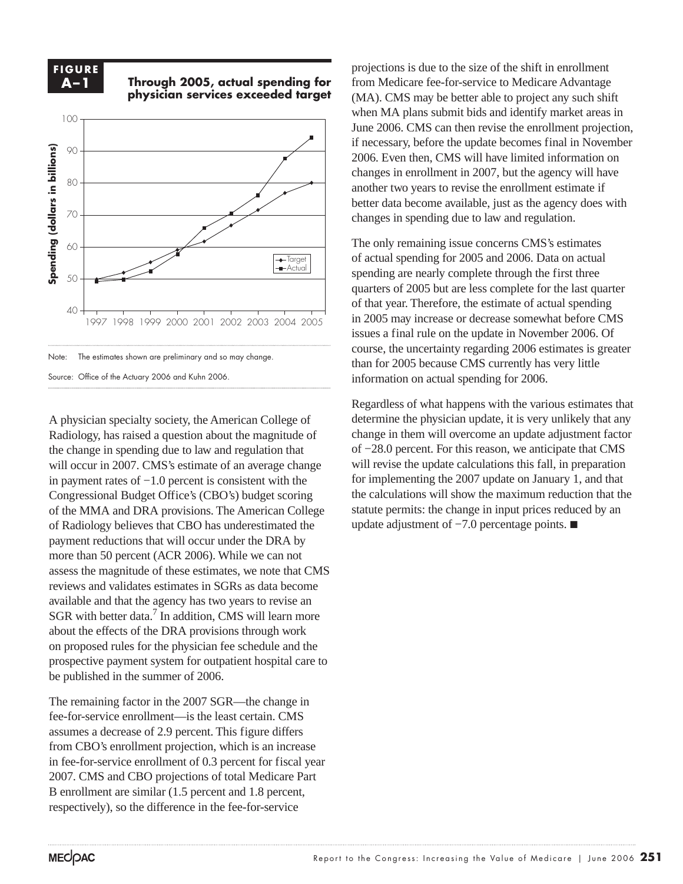**FIGURE A–1**

**Through 2005, actual spending for physician services exceeded target**

Note: The estimates shown are preliminary and so may change.

Source: Office of the Actuary 2006 and Kuhn 2006.

A physician specialty society, the American College of Radiology, has raised a question about the magnitude of the change in spending due to law and regulation that will occur in 2007. CMS's estimate of an average change in payment rates of −1.0 percent is consistent with the Congressional Budget Office's (CBO's) budget scoring of the MMA and DRA provisions. The American College of Radiology believes that CBO has underestimated the payment reductions that will occur under the DRA by more than 50 percent (ACR 2006). While we can not assess the magnitude of these estimates, we note that CMS reviews and validates estimates in SGRs as data become available and that the agency has two years to revise an SGR with better data.[7] In addition, CMS will learn more about the effects of the DRA provisions through work on proposed rules for the physician fee schedule and the prospective payment system for outpatient hospital care to be published in the summer of 2006.

The remaining factor in the 2007 SGR—the change in fee-for-service enrollment—is the least certain. CMS assumes a decrease of 2.9 percent. This figure differs from CBO's enrollment projection, which is an increase in fee-for-service enrollment of 0.3 percent for fiscal year 2007. CMS and CBO projections of total Medicare Part B enrollment are similar (1.5 percent and 1.8 percent, respectively), so the difference in the fee-for-service projections is due to the size of the shift in enrollment from Medicare fee-for-service to Medicare Advantage (MA). CMS may be better able to project any such shift when MA plans submit bids and identify market areas in June 2006. CMS can then revise the enrollment projection, if necessary, before the update becomes final in November 2006. Even then, CMS will have limited information on changes in enrollment in 2007, but the agency will have another two years to revise the enrollment estimate if better data become available, just as the agency does with changes in spending due to law and regulation.

The only remaining issue concerns CMS's estimates of actual spending for 2005 and 2006. Data on actual spending are nearly complete through the first three quarters of 2005 but are less complete for the last quarter of that year. Therefore, the estimate of actual spending in 2005 may increase or decrease somewhat before CMS issues a final rule on the update in November 2006. Of course, the uncertainty regarding 2006 estimates is greater than for 2005 because CMS currently has very little information on actual spending for 2006.

Regardless of what happens with the various estimates that determine the physician update, it is very unlikely that any change in them will overcome an update adjustment factor of −28.0 percent. For this reason, we anticipate that CMS will revise the update calculations this fall, in preparation for implementing the 2007 update on January 1, and that the calculations will show the maximum reduction that the statute permits: the change in input prices reduced by an update adjustment of −7.0 percentage points. ■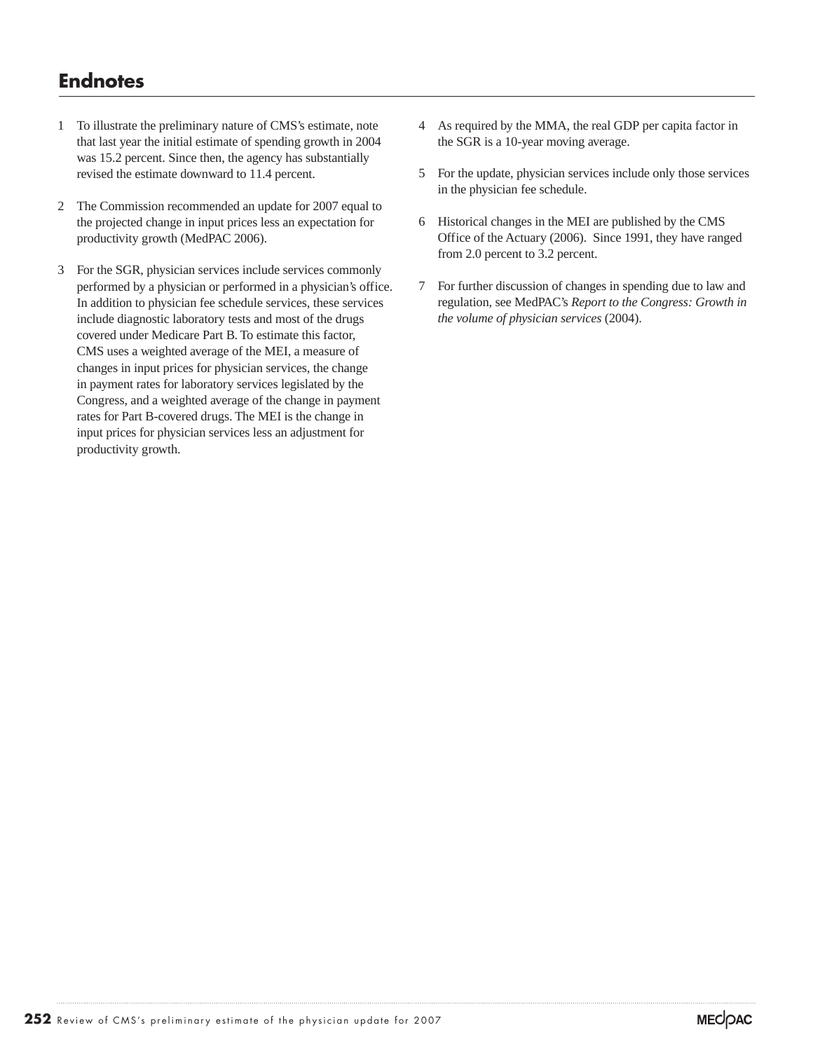## Endnotes

1 To illustrate the preliminary nature of CMS's estimate, note that last year the initial estimate of spending growth in 2004 was 15.2 percent. Since then, the agency has substantially revised the estimate downward to 11.4 percent.

2 The Commission recommended an update for 2007 equal to the projected change in input prices less an expectation for productivity growth (MedPAC 2006).

3 For the SGR, physician services include services commonly performed by a physician or performed in a physician's office. In addition to physician fee schedule services, these services include diagnostic laboratory tests and most of the drugs covered under Medicare Part B. To estimate this factor, CMS uses a weighted average of the MEI, a measure of changes in input prices for physician services, the change in payment rates for laboratory services legislated by the Congress, and a weighted average of the change in payment rates for Part B-covered drugs. The MEI is the change in input prices for physician services less an adjustment for productivity growth.

4 As required by the MMA, the real GDP per capita factor in the SGR is a 10-year moving average.

5 For the update, physician services include only those services in the physician fee schedule.

6 Historical changes in the MEI are published by the CMS Office of the Actuary (2006). Since 1991, they have ranged from 2.0 percent to 3.2 percent.

7 For further discussion of changes in spending due to law and regulation, see MedPAC's *Report to the Congress: Growth in the volume of physician services* (2004).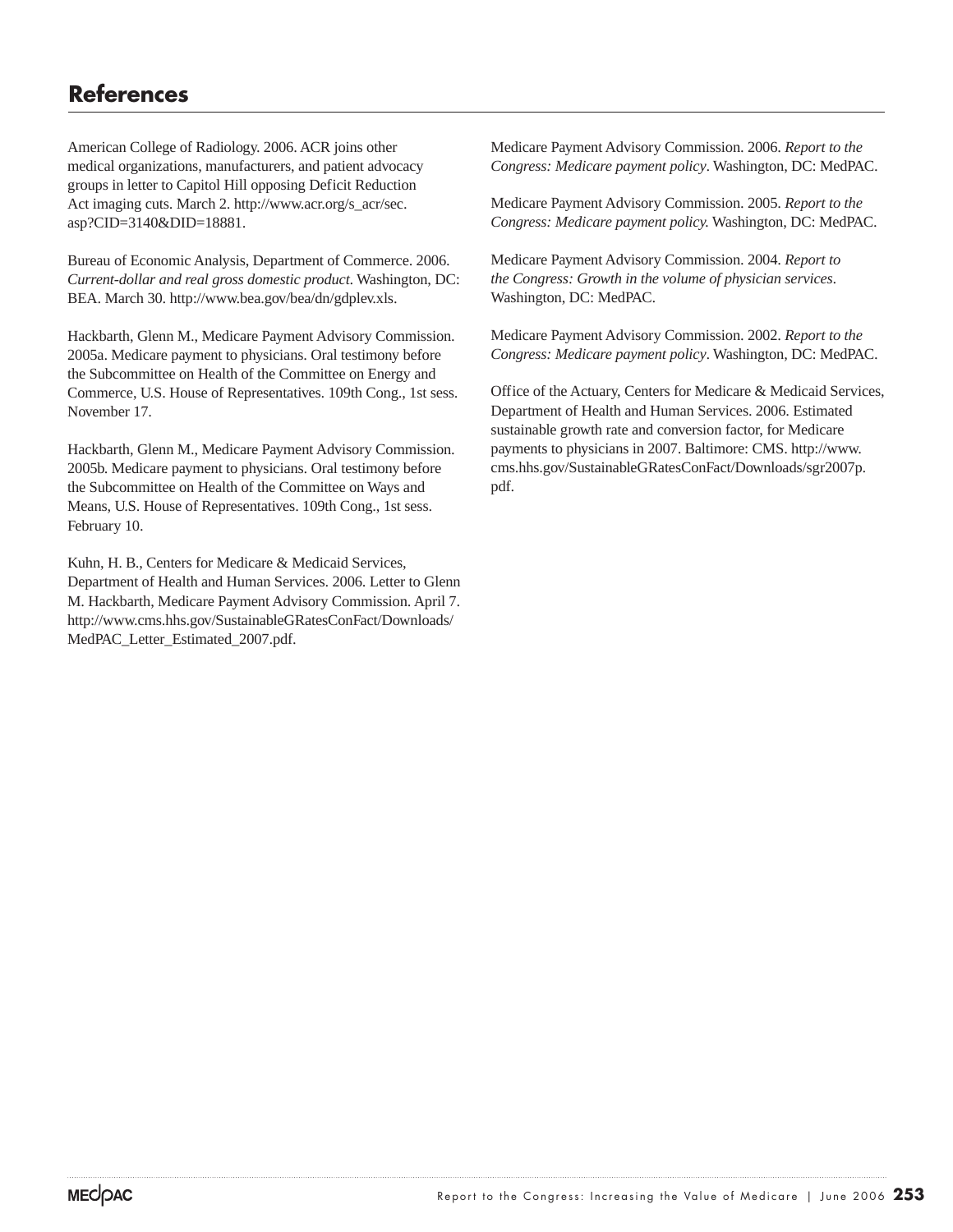# References

American College of Radiology. 2006. ACR joins other medical organizations, manufacturers, and patient advocacy groups in letter to Capitol Hill opposing Deficit Reduction Act imaging cuts. March 2. http://www.acr.org/s_acr/sec.asp?CID=3140&DID=18881.

Bureau of Economic Analysis, Department of Commerce. 2006. *Current-dollar and real gross domestic product*. Washington, DC: BEA. March 30. http://www.bea.gov/bea/dn/gdplev.xls.

Hackbarth, Glenn M., Medicare Payment Advisory Commission. 2005a. Medicare payment to physicians. Oral testimony before the Subcommittee on Health of the Committee on Energy and Commerce, U.S. House of Representatives. 109th Cong., 1st sess. November 17.

Hackbarth, Glenn M., Medicare Payment Advisory Commission. 2005b. Medicare payment to physicians. Oral testimony before the Subcommittee on Health of the Committee on Ways and Means, U.S. House of Representatives. 109th Cong., 1st sess. February 10.

Kuhn, H. B., Centers for Medicare & Medicaid Services, Department of Health and Human Services. 2006. Letter to Glenn M. Hackbarth, Medicare Payment Advisory Commission. April 7. http://www.cms.hhs.gov/SustainableGRatesConFact/Downloads/MedPAC_Letter_Estimated_2007.pdf.

Medicare Payment Advisory Commission. 2006. *Report to the Congress: Medicare payment policy*. Washington, DC: MedPAC.

Medicare Payment Advisory Commission. 2005. *Report to the Congress: Medicare payment policy.* Washington, DC: MedPAC.

Medicare Payment Advisory Commission. 2004. *Report to the Congress: Growth in the volume of physician services*. Washington, DC: MedPAC.

Medicare Payment Advisory Commission. 2002. *Report to the Congress: Medicare payment policy*. Washington, DC: MedPAC.

Office of the Actuary, Centers for Medicare & Medicaid Services, Department of Health and Human Services. 2006. Estimated sustainable growth rate and conversion factor, for Medicare payments to physicians in 2007. Baltimore: CMS. http://www.cms.hhs.gov/SustainableGRatesConFact/Downloads/sgr2007p.pdf.